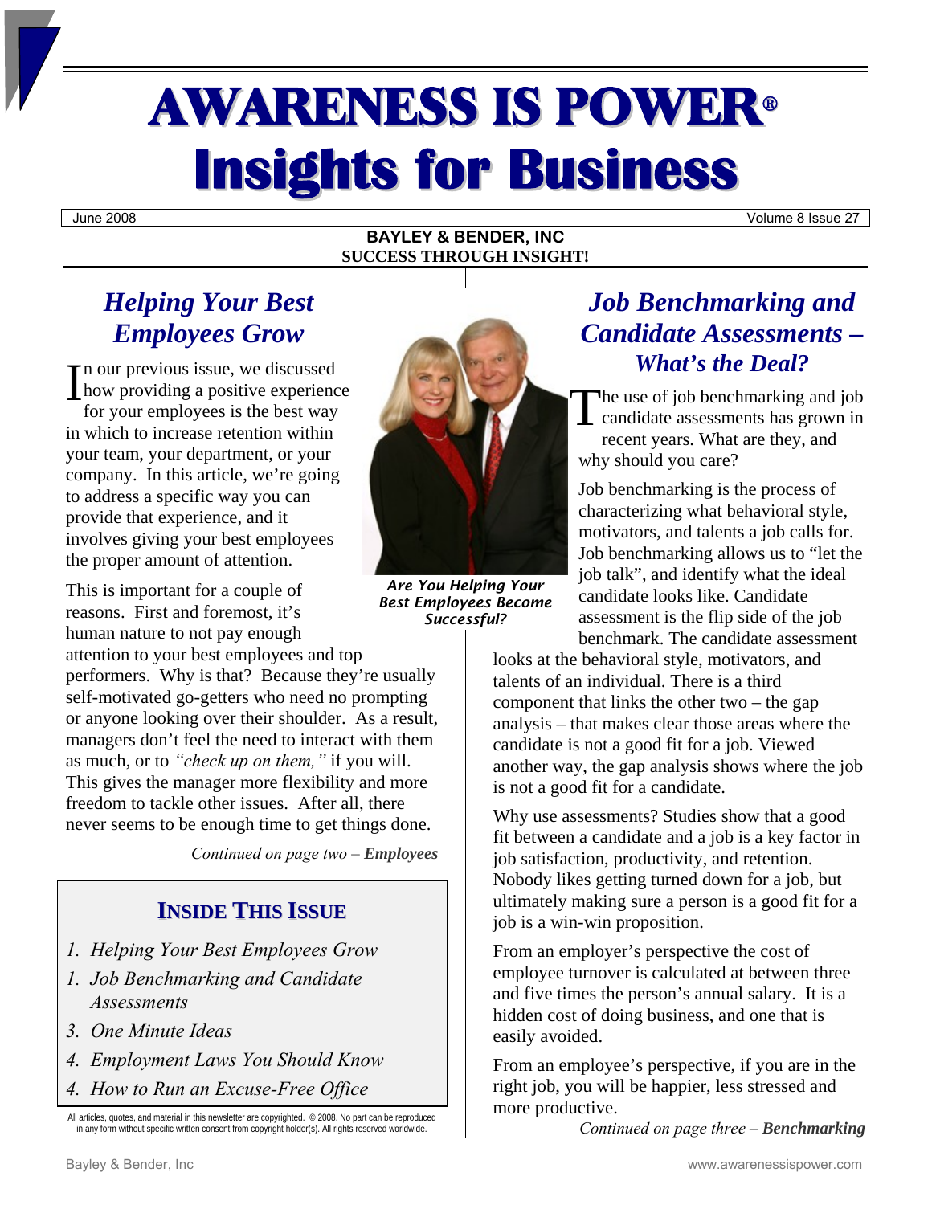# AWARENESS IS POWER®
# Insights for Business

June 2008 | Volume 8 Issue 27

**BAYLEY & BENDER, INC**
**SUCCESS THROUGH INSIGHT!**

## *Helping Your Best Employees Grow*

In our previous issue, we discussed how providing a positive experience for your employees is the best way in which to increase retention within your team, your department, or your company. In this article, we're going to address a specific way you can provide that experience, and it involves giving your best employees the proper amount of attention.

This is important for a couple of reasons. First and foremost, it's human nature to not pay enough attention to your best employees and top performers. Why is that? Because they're usually self-motivated go-getters who need no prompting or anyone looking over their shoulder. As a result, managers don't feel the need to interact with them as much, or to *"check up on them,"* if you will. This gives the manager more flexibility and more freedom to tackle other issues. After all, there never seems to be enough time to get things done.

*Continued on page two – **Employees***

***Are You Helping Your Best Employees Become Successful?***

### INSIDE THIS ISSUE

1. *Helping Your Best Employees Grow*
1. *Job Benchmarking and Candidate Assessments*
3. *One Minute Ideas*
4. *Employment Laws You Should Know*
4. *How to Run an Excuse-Free Office*

All articles, quotes, and material in this newsletter are copyrighted. © 2008. No part can be reproduced in any form without specific written consent from copyright holder(s). All rights reserved worldwide.

## *Job Benchmarking and Candidate Assessments – What's the Deal?*

The use of job benchmarking and job candidate assessments has grown in recent years. What are they, and why should you care?

Job benchmarking is the process of characterizing what behavioral style, motivators, and talents a job calls for. Job benchmarking allows us to "let the job talk", and identify what the ideal candidate looks like. Candidate assessment is the flip side of the job benchmark. The candidate assessment looks at the behavioral style, motivators, and talents of an individual. There is a third component that links the other two – the gap analysis – that makes clear those areas where the candidate is not a good fit for a job. Viewed another way, the gap analysis shows where the job is not a good fit for a candidate.

Why use assessments? Studies show that a good fit between a candidate and a job is a key factor in job satisfaction, productivity, and retention. Nobody likes getting turned down for a job, but ultimately making sure a person is a good fit for a job is a win-win proposition.

From an employer's perspective the cost of employee turnover is calculated at between three and five times the person's annual salary. It is a hidden cost of doing business, and one that is easily avoided.

From an employee's perspective, if you are in the right job, you will be happier, less stressed and more productive.

*Continued on page three – **Benchmarking***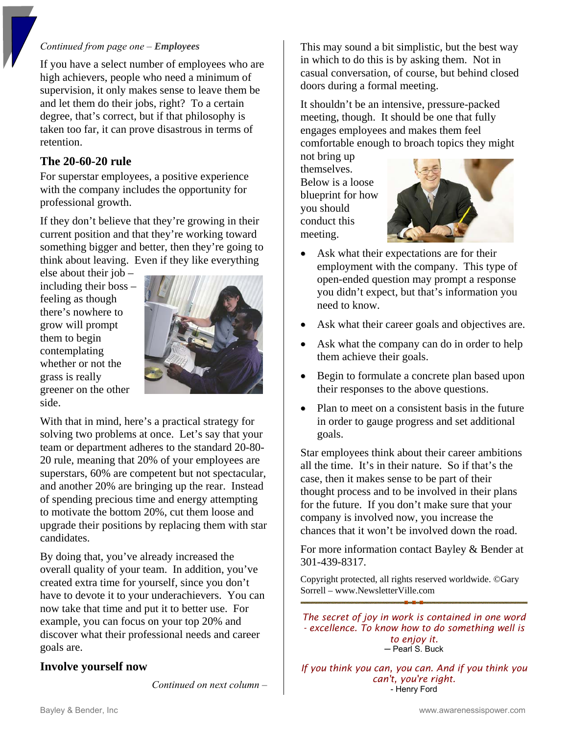*Continued from page one – **Employees***

If you have a select number of employees who are high achievers, people who need a minimum of supervision, it only makes sense to leave them be and let them do their jobs, right? To a certain degree, that's correct, but if that philosophy is taken too far, it can prove disastrous in terms of retention.

### The 20-60-20 rule

For superstar employees, a positive experience with the company includes the opportunity for professional growth.

If they don't believe that they're growing in their current position and that they're working toward something bigger and better, then they're going to think about leaving. Even if they like everything else about their job – including their boss – feeling as though there's nowhere to grow will prompt them to begin contemplating whether or not the grass is really greener on the other side.

With that in mind, here's a practical strategy for solving two problems at once. Let's say that your team or department adheres to the standard 20-80-20 rule, meaning that 20% of your employees are superstars, 60% are competent but not spectacular, and another 20% are bringing up the rear. Instead of spending precious time and energy attempting to motivate the bottom 20%, cut them loose and upgrade their positions by replacing them with star candidates.

By doing that, you've already increased the overall quality of your team. In addition, you've created extra time for yourself, since you don't have to devote it to your underachievers. You can now take that time and put it to better use. For example, you can focus on your top 20% and discover what their professional needs and career goals are.

### Involve yourself now

This may sound a bit simplistic, but the best way in which to do this is by asking them. Not in casual conversation, of course, but behind closed doors during a formal meeting.

It shouldn't be an intensive, pressure-packed meeting, though. It should be one that fully engages employees and makes them feel comfortable enough to broach topics they might not bring up themselves. Below is a loose blueprint for how you should conduct this meeting.

- Ask what their expectations are for their employment with the company. This type of open-ended question may prompt a response you didn't expect, but that's information you need to know.
- Ask what their career goals and objectives are.
- Ask what the company can do in order to help them achieve their goals.
- Begin to formulate a concrete plan based upon their responses to the above questions.
- Plan to meet on a consistent basis in the future in order to gauge progress and set additional goals.

Star employees think about their career ambitions all the time. It's in their nature. So if that's the case, then it makes sense to be part of their thought process and to be involved in their plans for the future. If you don't make sure that your company is involved now, you increase the chances that it won't be involved down the road.

For more information contact Bayley & Bender at 301-439-8317.

Copyright protected, all rights reserved worldwide. ©Gary Sorrell – www.NewsletterVille.com

---

*The secret of joy in work is contained in one word - excellence. To know how to do something well is to enjoy it.*
— Pearl S. Buck

*If you think you can, you can. And if you think you can't, you're right.*
- Henry Ford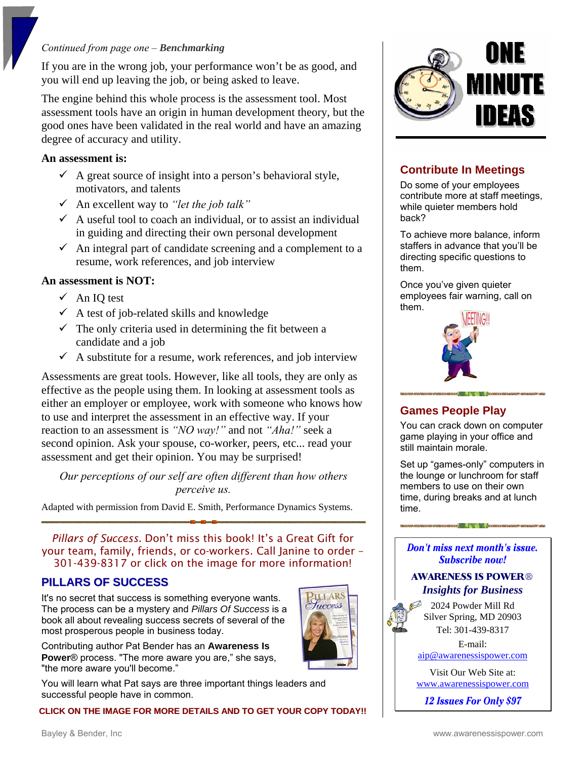*Continued from page one – **Benchmarking***

If you are in the wrong job, your performance won't be as good, and you will end up leaving the job, or being asked to leave.

The engine behind this whole process is the assessment tool. Most assessment tools have an origin in human development theory, but the good ones have been validated in the real world and have an amazing degree of accuracy and utility.

**An assessment is:**

- ✓ A great source of insight into a person's behavioral style, motivators, and talents
- ✓ An excellent way to *"let the job talk"*
- ✓ A useful tool to coach an individual, or to assist an individual in guiding and directing their own personal development
- ✓ An integral part of candidate screening and a complement to a resume, work references, and job interview

**An assessment is NOT:**

- ✓ An IQ test
- ✓ A test of job-related skills and knowledge
- ✓ The only criteria used in determining the fit between a candidate and a job
- ✓ A substitute for a resume, work references, and job interview

Assessments are great tools. However, like all tools, they are only as effective as the people using them. In looking at assessment tools as either an employer or employee, work with someone who knows how to use and interpret the assessment in an effective way. If your reaction to an assessment is *"NO way!"* and not *"Aha!"* seek a second opinion. Ask your spouse, co-worker, peers, etc... read your assessment and get their opinion. You may be surprised!

*Our perceptions of our self are often different than how others perceive us.*

Adapted with permission from David E. Smith, Performance Dynamics Systems.

*Pillars of Success.* Don't miss this book! It's a Great Gift for your team, family, friends, or co-workers. Call Janine to order – 301-439-8317 or click on the image for more information!

## PILLARS OF SUCCESS

It's no secret that success is something everyone wants. The process can be a mystery and *Pillars Of Success* is a book all about revealing success secrets of several of the most prosperous people in business today.

Contributing author Pat Bender has an **Awareness Is Power**® process. "The more aware you are," she says, "the more aware you'll become."

You will learn what Pat says are three important things leaders and successful people have in common.

**CLICK ON THE IMAGE FOR MORE DETAILS AND TO GET YOUR COPY TODAY!!**

# ONE MINUTE IDEAS

## Contribute In Meetings

Do some of your employees contribute more at staff meetings, while quieter members hold back?

To achieve more balance, inform staffers in advance that you'll be directing specific questions to them.

Once you've given quieter employees fair warning, call on them.

## Games People Play

You can crack down on computer game playing in your office and still maintain morale.

Set up "games-only" computers in the lounge or lunchroom for staff members to use on their own time, during breaks and at lunch time.

***Don't miss next month's issue. Subscribe now!***

**AWARENESS IS POWER®**

***Insights for Business***

2024 Powder Mill Rd
Silver Spring, MD 20903
Tel: 301-439-8317

E-mail:
aip@awarenessispower.com

Visit Our Web Site at:
www.awarenessispower.com

***12 Issues For Only $97***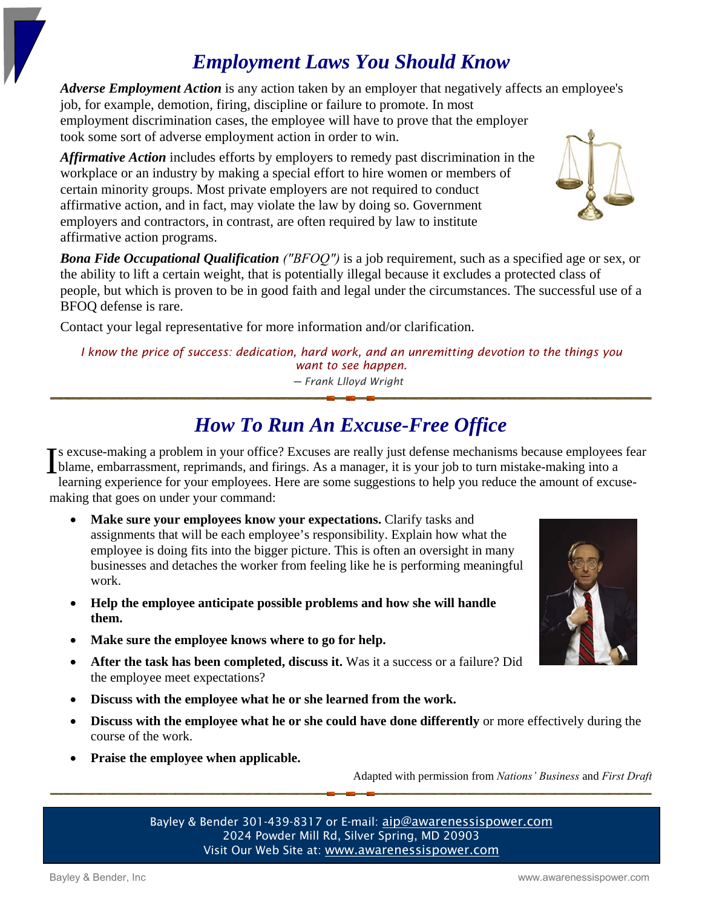## *Employment Laws You Should Know*

***Adverse Employment Action*** is any action taken by an employer that negatively affects an employee's job, for example, demotion, firing, discipline or failure to promote. In most employment discrimination cases, the employee will have to prove that the employer took some sort of adverse employment action in order to win.

***Affirmative Action*** includes efforts by employers to remedy past discrimination in the workplace or an industry by making a special effort to hire women or members of certain minority groups. Most private employers are not required to conduct affirmative action, and in fact, may violate the law by doing so. Government employers and contractors, in contrast, are often required by law to institute affirmative action programs.

***Bona Fide Occupational Qualification*** *("BFOQ")* is a job requirement, such as a specified age or sex, or the ability to lift a certain weight, that is potentially illegal because it excludes a protected class of people, but which is proven to be in good faith and legal under the circumstances. The successful use of a BFOQ defense is rare.

Contact your legal representative for more information and/or clarification.

*I know the price of success: dedication, hard work, and an unremitting devotion to the things you want to see happen.*

*— Frank Llloyd Wright*

## *How To Run An Excuse-Free Office*

Is excuse-making a problem in your office? Excuses are really just defense mechanisms because employees fear blame, embarrassment, reprimands, and firings. As a manager, it is your job to turn mistake-making into a learning experience for your employees. Here are some suggestions to help you reduce the amount of excuse-making that goes on under your command:

- **Make sure your employees know your expectations.** Clarify tasks and assignments that will be each employee's responsibility. Explain how what the employee is doing fits into the bigger picture. This is often an oversight in many businesses and detaches the worker from feeling like he is performing meaningful work.
- **Help the employee anticipate possible problems and how she will handle them.**
- **Make sure the employee knows where to go for help.**
- **After the task has been completed, discuss it.** Was it a success or a failure? Did the employee meet expectations?
- **Discuss with the employee what he or she learned from the work.**
- **Discuss with the employee what he or she could have done differently** or more effectively during the course of the work.
- **Praise the employee when applicable.**

Adapted with permission from *Nations' Business* and *First Draft*

Bayley & Bender 301-439-8317 or E-mail: aip@awarenessispower.com
2024 Powder Mill Rd, Silver Spring, MD 20903
Visit Our Web Site at: www.awarenessispower.com